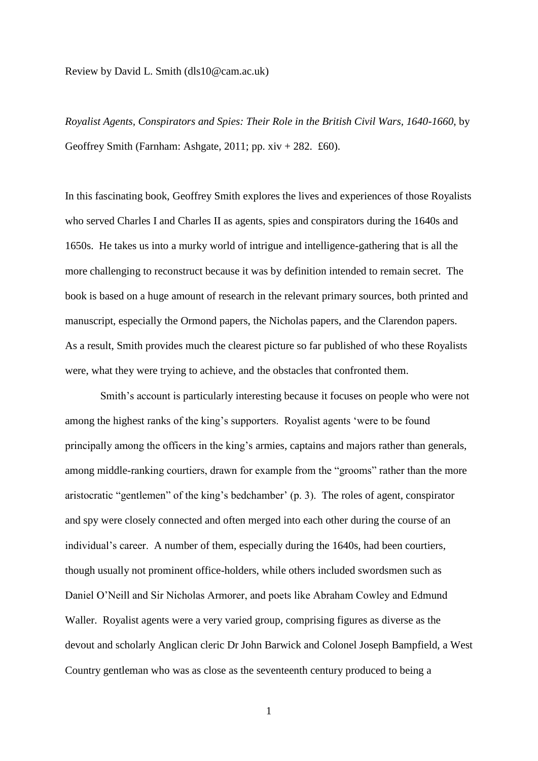Review by David L. Smith (dls10@cam.ac.uk)

*Royalist Agents, Conspirators and Spies: Their Role in the British Civil Wars, 1640-1660*, by Geoffrey Smith (Farnham: Ashgate, 2011; pp. xiv + 282. £60).

In this fascinating book, Geoffrey Smith explores the lives and experiences of those Royalists who served Charles I and Charles II as agents, spies and conspirators during the 1640s and 1650s. He takes us into a murky world of intrigue and intelligence-gathering that is all the more challenging to reconstruct because it was by definition intended to remain secret. The book is based on a huge amount of research in the relevant primary sources, both printed and manuscript, especially the Ormond papers, the Nicholas papers, and the Clarendon papers. As a result, Smith provides much the clearest picture so far published of who these Royalists were, what they were trying to achieve, and the obstacles that confronted them.

Smith's account is particularly interesting because it focuses on people who were not among the highest ranks of the king's supporters. Royalist agents 'were to be found principally among the officers in the king's armies, captains and majors rather than generals, among middle-ranking courtiers, drawn for example from the "grooms" rather than the more aristocratic "gentlemen" of the king's bedchamber' (p. 3). The roles of agent, conspirator and spy were closely connected and often merged into each other during the course of an individual's career. A number of them, especially during the 1640s, had been courtiers, though usually not prominent office-holders, while others included swordsmen such as Daniel O'Neill and Sir Nicholas Armorer, and poets like Abraham Cowley and Edmund Waller. Royalist agents were a very varied group, comprising figures as diverse as the devout and scholarly Anglican cleric Dr John Barwick and Colonel Joseph Bampfield, a West Country gentleman who was as close as the seventeenth century produced to being a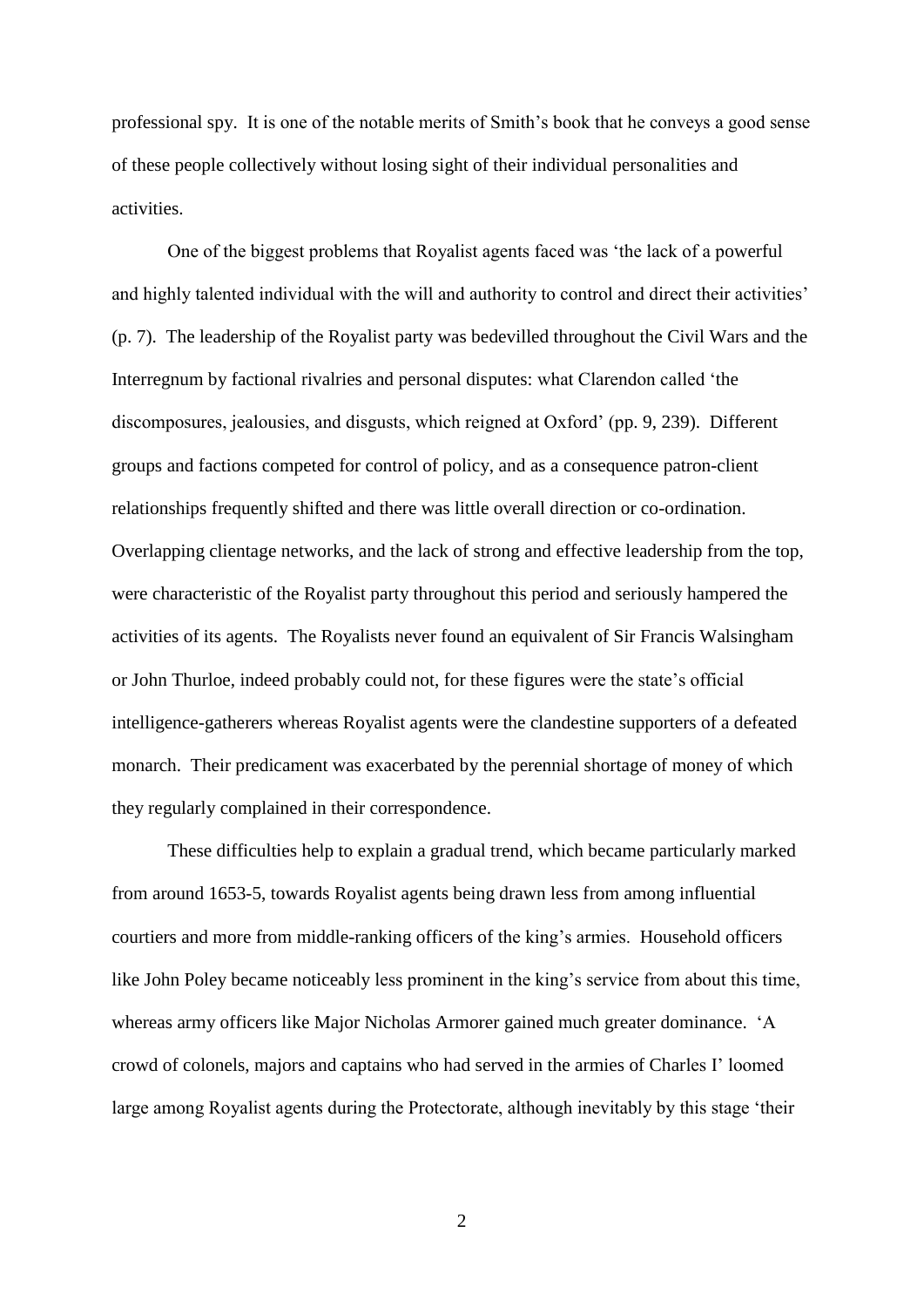professional spy. It is one of the notable merits of Smith's book that he conveys a good sense of these people collectively without losing sight of their individual personalities and activities.

One of the biggest problems that Royalist agents faced was 'the lack of a powerful and highly talented individual with the will and authority to control and direct their activities' (p. 7). The leadership of the Royalist party was bedevilled throughout the Civil Wars and the Interregnum by factional rivalries and personal disputes: what Clarendon called 'the discomposures, jealousies, and disgusts, which reigned at Oxford' (pp. 9, 239). Different groups and factions competed for control of policy, and as a consequence patron-client relationships frequently shifted and there was little overall direction or co-ordination. Overlapping clientage networks, and the lack of strong and effective leadership from the top, were characteristic of the Royalist party throughout this period and seriously hampered the activities of its agents. The Royalists never found an equivalent of Sir Francis Walsingham or John Thurloe, indeed probably could not, for these figures were the state's official intelligence-gatherers whereas Royalist agents were the clandestine supporters of a defeated monarch. Their predicament was exacerbated by the perennial shortage of money of which they regularly complained in their correspondence.

These difficulties help to explain a gradual trend, which became particularly marked from around 1653-5, towards Royalist agents being drawn less from among influential courtiers and more from middle-ranking officers of the king's armies. Household officers like John Poley became noticeably less prominent in the king's service from about this time, whereas army officers like Major Nicholas Armorer gained much greater dominance. 'A crowd of colonels, majors and captains who had served in the armies of Charles I' loomed large among Royalist agents during the Protectorate, although inevitably by this stage 'their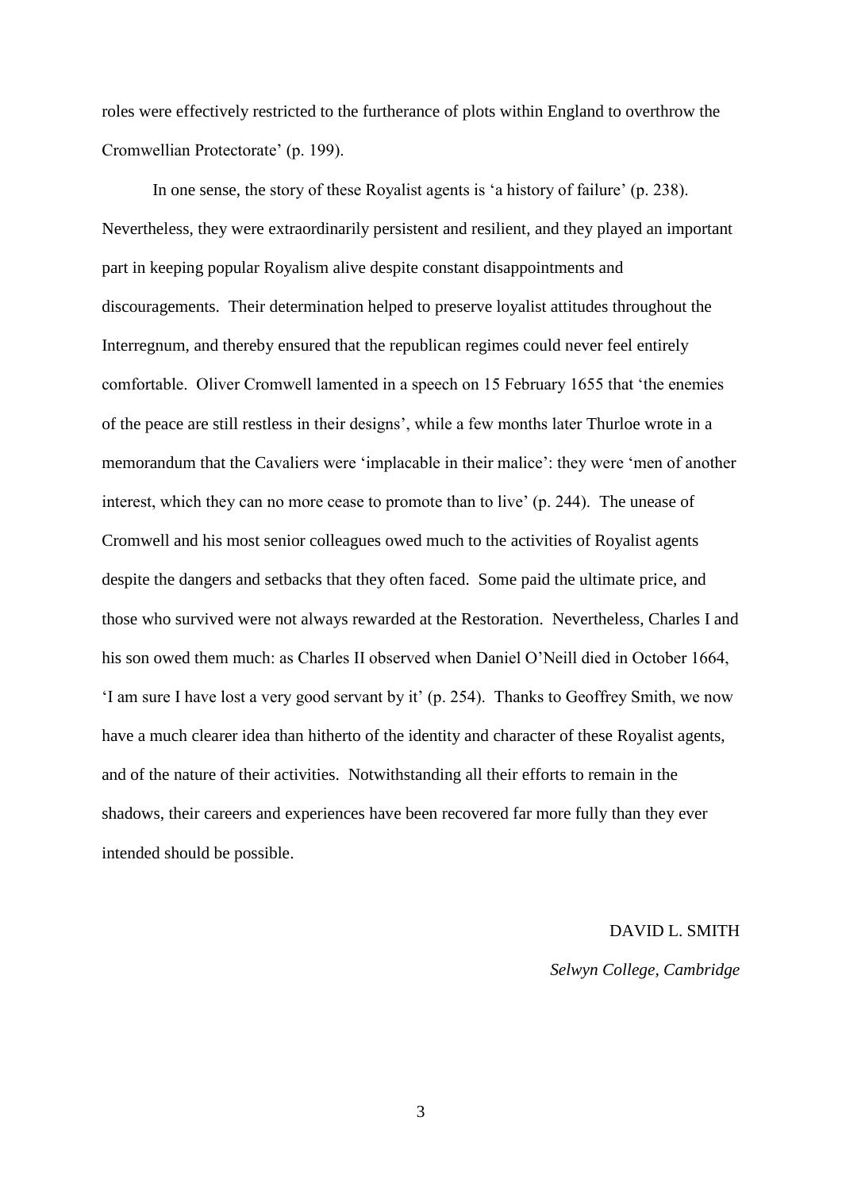roles were effectively restricted to the furtherance of plots within England to overthrow the Cromwellian Protectorate' (p. 199).

In one sense, the story of these Royalist agents is 'a history of failure' (p. 238). Nevertheless, they were extraordinarily persistent and resilient, and they played an important part in keeping popular Royalism alive despite constant disappointments and discouragements. Their determination helped to preserve loyalist attitudes throughout the Interregnum, and thereby ensured that the republican regimes could never feel entirely comfortable. Oliver Cromwell lamented in a speech on 15 February 1655 that 'the enemies of the peace are still restless in their designs', while a few months later Thurloe wrote in a memorandum that the Cavaliers were 'implacable in their malice': they were 'men of another interest, which they can no more cease to promote than to live' (p. 244). The unease of Cromwell and his most senior colleagues owed much to the activities of Royalist agents despite the dangers and setbacks that they often faced. Some paid the ultimate price, and those who survived were not always rewarded at the Restoration. Nevertheless, Charles I and his son owed them much: as Charles II observed when Daniel O'Neill died in October 1664, 'I am sure I have lost a very good servant by it' (p. 254). Thanks to Geoffrey Smith, we now have a much clearer idea than hitherto of the identity and character of these Royalist agents, and of the nature of their activities. Notwithstanding all their efforts to remain in the shadows, their careers and experiences have been recovered far more fully than they ever intended should be possible.

DAVID L. SMITH

*Selwyn College, Cambridge*